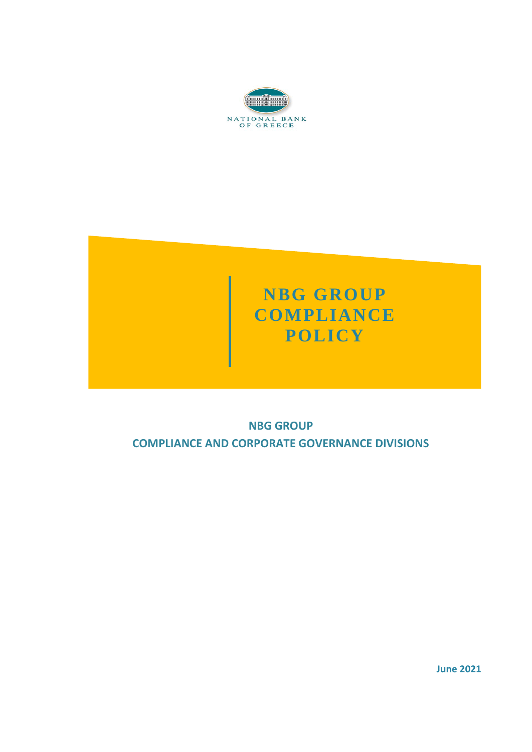NATIONAL BANK
OF GREECE

# NBG GROUP COMPLIANCE POLICY

**NBG GROUP**

**COMPLIANCE AND CORPORATE GOVERNANCE DIVISIONS**

**June 2021**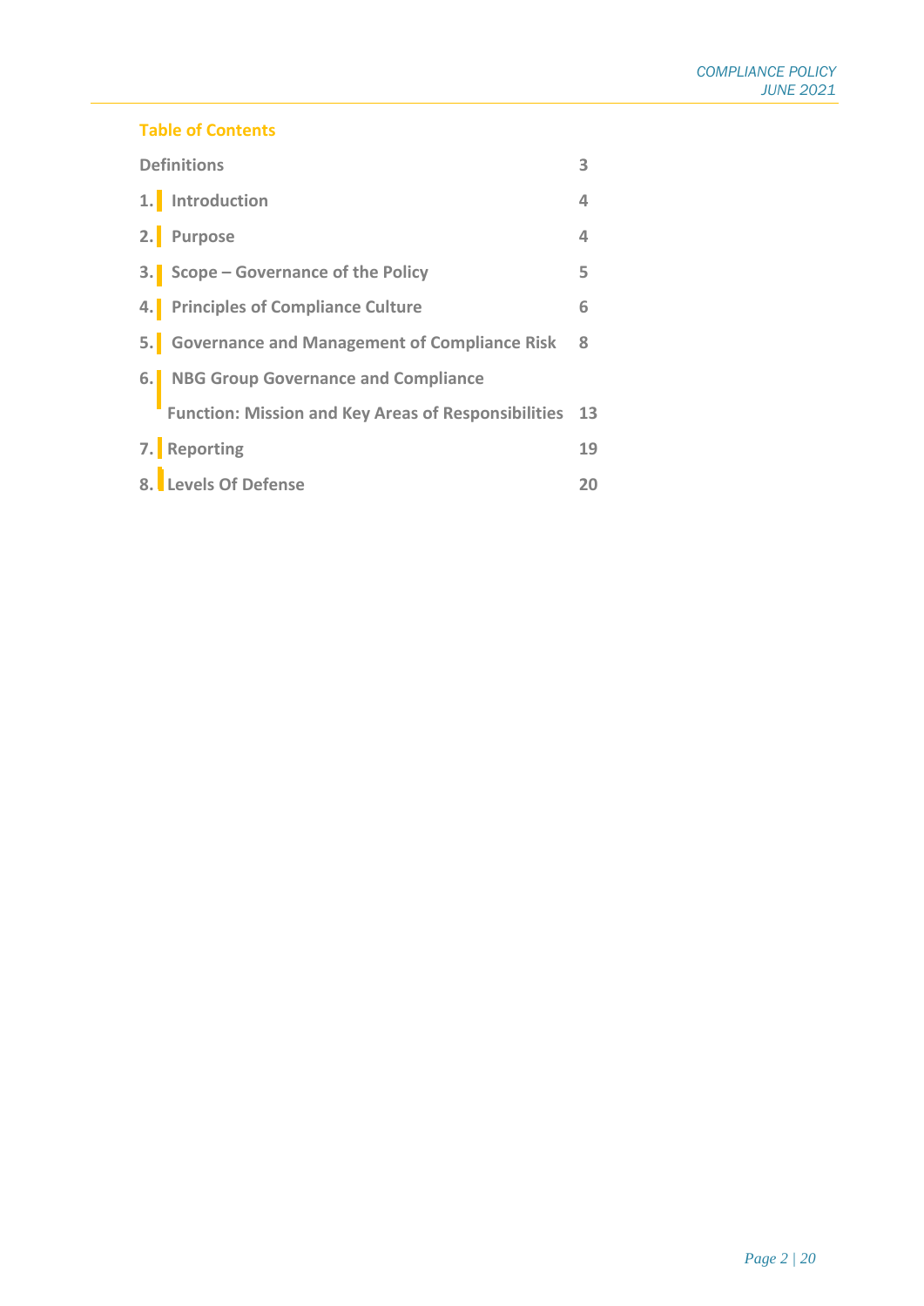## Table of Contents

| | |
|---|---|
| Definitions | 3 |
| 1. Introduction | 4 |
| 2. Purpose | 4 |
| 3. Scope – Governance of the Policy | 5 |
| 4. Principles of Compliance Culture | 6 |
| 5. Governance and Management of Compliance Risk | 8 |
| 6. NBG Group Governance and Compliance Function: Mission and Key Areas of Responsibilities | 13 |
| 7. Reporting | 19 |
| 8. Levels Of Defense | 20 |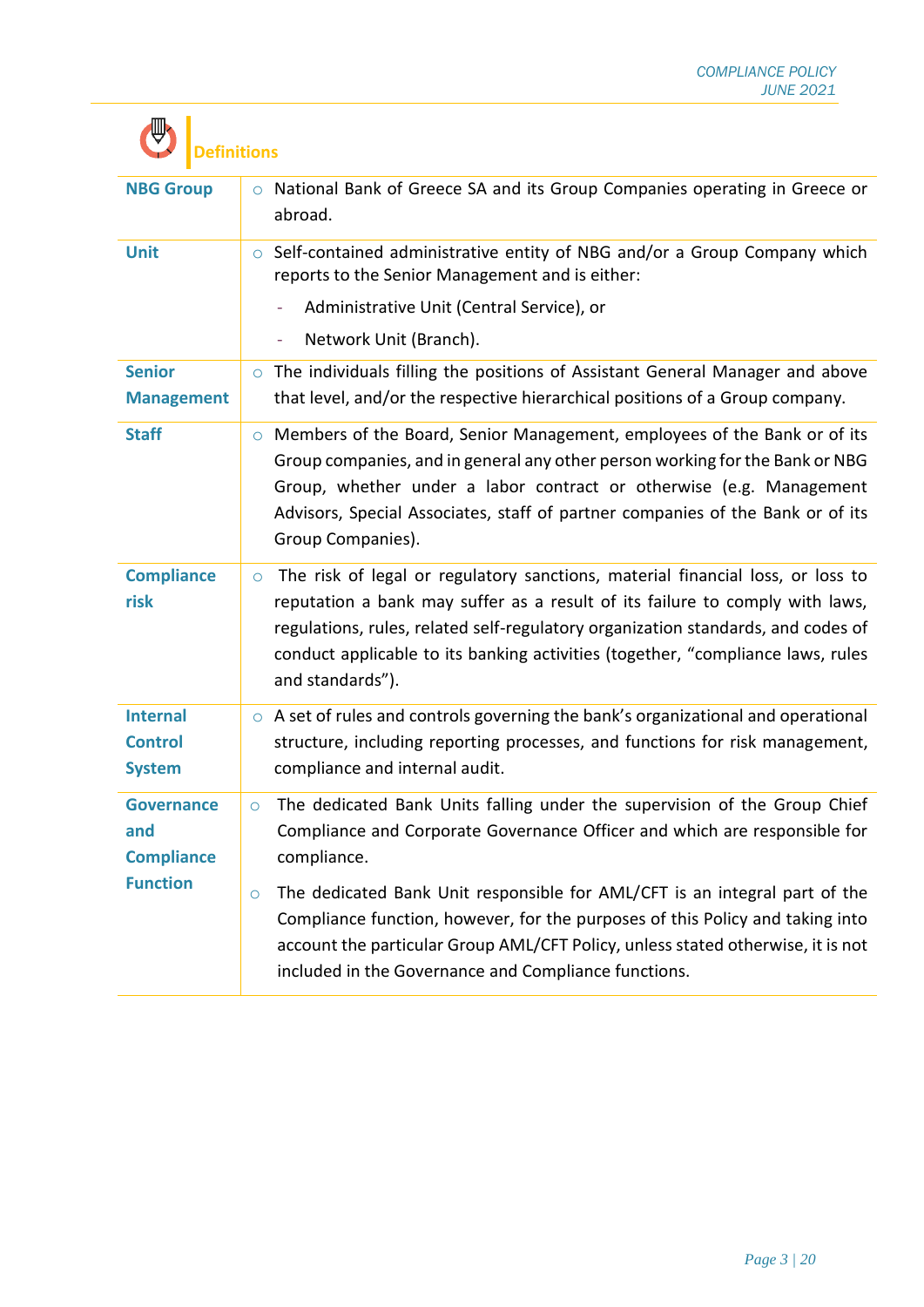## Definitions

| | |
|---|---|
| **NBG Group** | National Bank of Greece SA and its Group Companies operating in Greece or abroad. |
| **Unit** | Self-contained administrative entity of NBG and/or a Group Company which reports to the Senior Management and is either:<br>- Administrative Unit (Central Service), or<br>- Network Unit (Branch). |
| **Senior Management** | The individuals filling the positions of Assistant General Manager and above that level, and/or the respective hierarchical positions of a Group company. |
| **Staff** | Members of the Board, Senior Management, employees of the Bank or of its Group companies, and in general any other person working for the Bank or NBG Group, whether under a labor contract or otherwise (e.g. Management Advisors, Special Associates, staff of partner companies of the Bank or of its Group Companies). |
| **Compliance risk** | The risk of legal or regulatory sanctions, material financial loss, or loss to reputation a bank may suffer as a result of its failure to comply with laws, regulations, rules, related self-regulatory organization standards, and codes of conduct applicable to its banking activities (together, "compliance laws, rules and standards"). |
| **Internal Control System** | A set of rules and controls governing the bank's organizational and operational structure, including reporting processes, and functions for risk management, compliance and internal audit. |
| **Governance and Compliance Function** | The dedicated Bank Units falling under the supervision of the Group Chief Compliance and Corporate Governance Officer and which are responsible for compliance.<br>The dedicated Bank Unit responsible for AML/CFT is an integral part of the Compliance function, however, for the purposes of this Policy and taking into account the particular Group AML/CFT Policy, unless stated otherwise, it is not included in the Governance and Compliance functions. |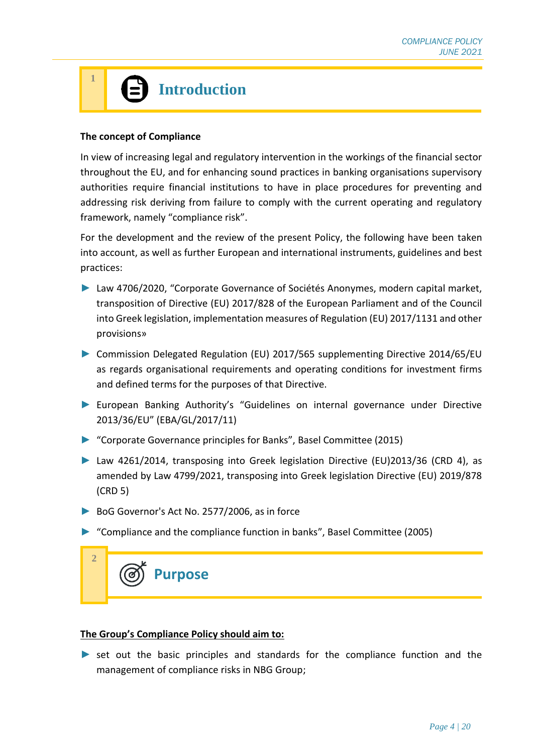# 1 Introduction

**The concept of Compliance**

In view of increasing legal and regulatory intervention in the workings of the financial sector throughout the EU, and for enhancing sound practices in banking organisations supervisory authorities require financial institutions to have in place procedures for preventing and addressing risk deriving from failure to comply with the current operating and regulatory framework, namely "compliance risk".

For the development and the review of the present Policy, the following have been taken into account, as well as further European and international instruments, guidelines and best practices:

- Law 4706/2020, "Corporate Governance of Sociétés Anonymes, modern capital market, transposition of Directive (EU) 2017/828 of the European Parliament and of the Council into Greek legislation, implementation measures of Regulation (EU) 2017/1131 and other provisions»
- Commission Delegated Regulation (EU) 2017/565 supplementing Directive 2014/65/EU as regards organisational requirements and operating conditions for investment firms and defined terms for the purposes of that Directive.
- European Banking Authority's "Guidelines on internal governance under Directive 2013/36/EU" (EBA/GL/2017/11)
- "Corporate Governance principles for Banks", Basel Committee (2015)
- Law 4261/2014, transposing into Greek legislation Directive (EU)2013/36 (CRD 4), as amended by Law 4799/2021, transposing into Greek legislation Directive (EU) 2019/878 (CRD 5)
- BoG Governor's Act No. 2577/2006, as in force
- "Compliance and the compliance function in banks", Basel Committee (2005)

# 2 Purpose

**The Group's Compliance Policy should aim to:**

- set out the basic principles and standards for the compliance function and the management of compliance risks in NBG Group;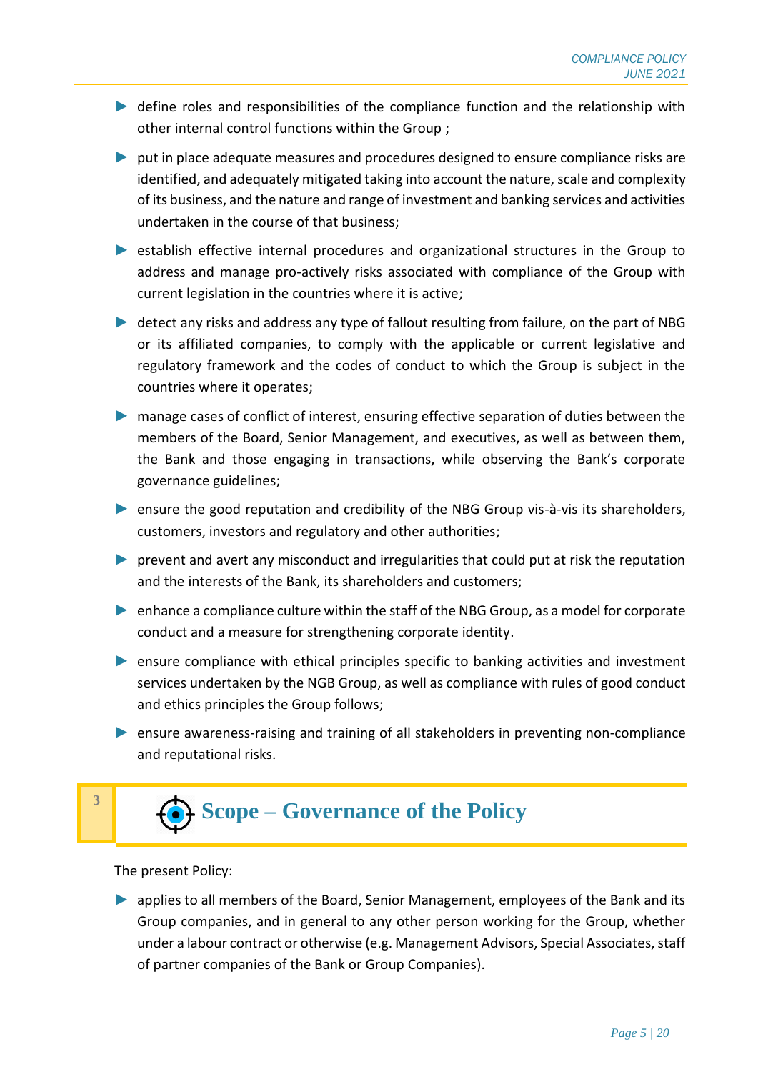- define roles and responsibilities of the compliance function and the relationship with other internal control functions within the Group ;
- put in place adequate measures and procedures designed to ensure compliance risks are identified, and adequately mitigated taking into account the nature, scale and complexity of its business, and the nature and range of investment and banking services and activities undertaken in the course of that business;
- establish effective internal procedures and organizational structures in the Group to address and manage pro-actively risks associated with compliance of the Group with current legislation in the countries where it is active;
- detect any risks and address any type of fallout resulting from failure, on the part of NBG or its affiliated companies, to comply with the applicable or current legislative and regulatory framework and the codes of conduct to which the Group is subject in the countries where it operates;
- manage cases of conflict of interest, ensuring effective separation of duties between the members of the Board, Senior Management, and executives, as well as between them, the Bank and those engaging in transactions, while observing the Bank's corporate governance guidelines;
- ensure the good reputation and credibility of the NBG Group vis-à-vis its shareholders, customers, investors and regulatory and other authorities;
- prevent and avert any misconduct and irregularities that could put at risk the reputation and the interests of the Bank, its shareholders and customers;
- enhance a compliance culture within the staff of the NBG Group, as a model for corporate conduct and a measure for strengthening corporate identity.
- ensure compliance with ethical principles specific to banking activities and investment services undertaken by the NGB Group, as well as compliance with rules of good conduct and ethics principles the Group follows;
- ensure awareness-raising and training of all stakeholders in preventing non-compliance and reputational risks.

# 3 Scope – Governance of the Policy

The present Policy:

- applies to all members of the Board, Senior Management, employees of the Bank and its Group companies, and in general to any other person working for the Group, whether under a labour contract or otherwise (e.g. Management Advisors, Special Associates, staff of partner companies of the Bank or Group Companies).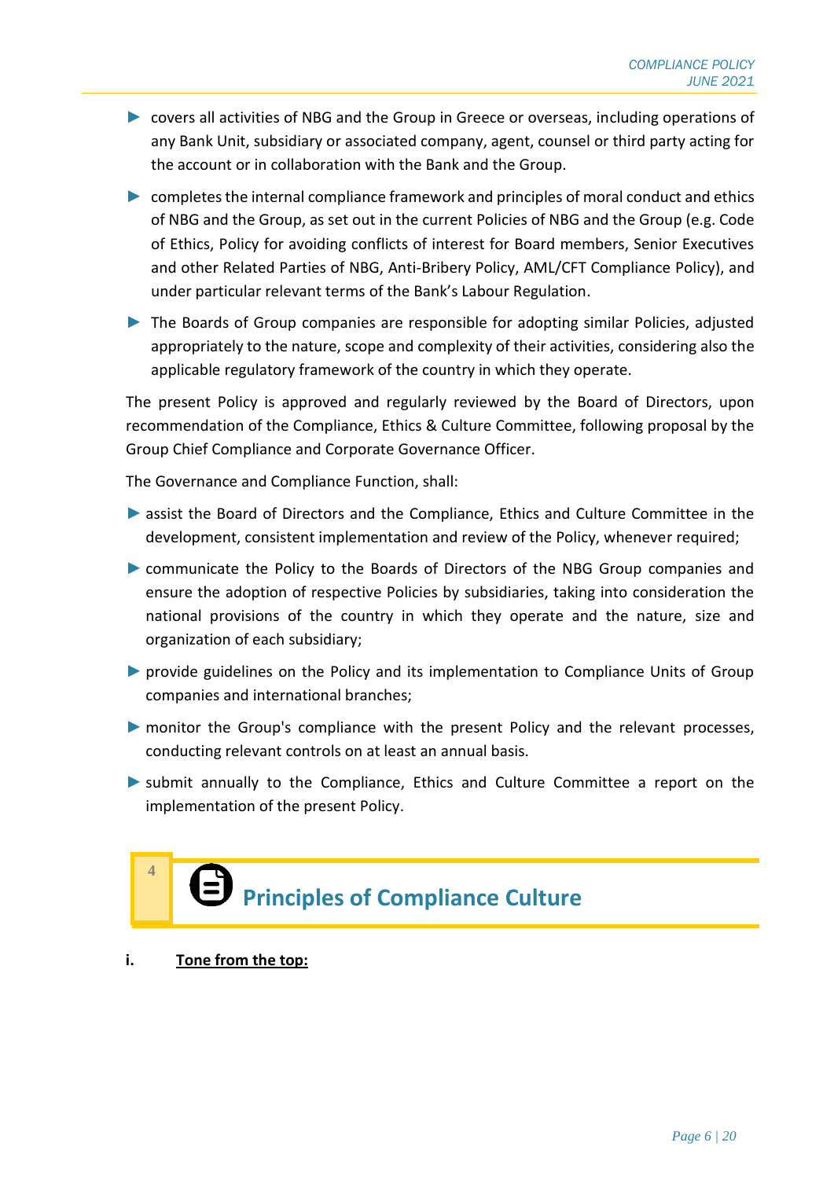- covers all activities of NBG and the Group in Greece or overseas, including operations of any Bank Unit, subsidiary or associated company, agent, counsel or third party acting for the account or in collaboration with the Bank and the Group.
- completes the internal compliance framework and principles of moral conduct and ethics of NBG and the Group, as set out in the current Policies of NBG and the Group (e.g. Code of Ethics, Policy for avoiding conflicts of interest for Board members, Senior Executives and other Related Parties of NBG, Anti-Bribery Policy, AML/CFT Compliance Policy), and under particular relevant terms of the Bank's Labour Regulation.
- The Boards of Group companies are responsible for adopting similar Policies, adjusted appropriately to the nature, scope and complexity of their activities, considering also the applicable regulatory framework of the country in which they operate.

The present Policy is approved and regularly reviewed by the Board of Directors, upon recommendation of the Compliance, Ethics & Culture Committee, following proposal by the Group Chief Compliance and Corporate Governance Officer.

The Governance and Compliance Function, shall:

- assist the Board of Directors and the Compliance, Ethics and Culture Committee in the development, consistent implementation and review of the Policy, whenever required;
- communicate the Policy to the Boards of Directors of the NBG Group companies and ensure the adoption of respective Policies by subsidiaries, taking into consideration the national provisions of the country in which they operate and the nature, size and organization of each subsidiary;
- provide guidelines on the Policy and its implementation to Compliance Units of Group companies and international branches;
- monitor the Group's compliance with the present Policy and the relevant processes, conducting relevant controls on at least an annual basis.
- submit annually to the Compliance, Ethics and Culture Committee a report on the implementation of the present Policy.

# 4 Principles of Compliance Culture

**i. <u>Tone from the top:</u>**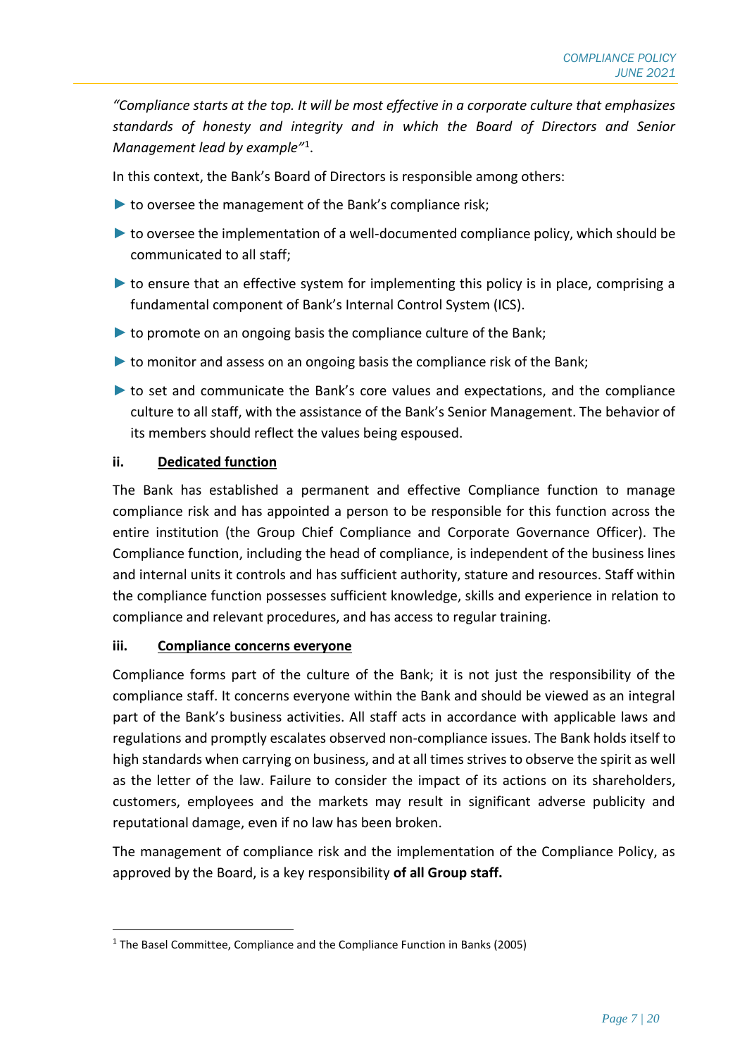*"Compliance starts at the top. It will be most effective in a corporate culture that emphasizes standards of honesty and integrity and in which the Board of Directors and Senior Management lead by example"*[1].

In this context, the Bank's Board of Directors is responsible among others:

- to oversee the management of the Bank's compliance risk;
- to oversee the implementation of a well-documented compliance policy, which should be communicated to all staff;
- to ensure that an effective system for implementing this policy is in place, comprising a fundamental component of Bank's Internal Control System (ICS).
- to promote on an ongoing basis the compliance culture of the Bank;
- to monitor and assess on an ongoing basis the compliance risk of the Bank;
- to set and communicate the Bank's core values and expectations, and the compliance culture to all staff, with the assistance of the Bank's Senior Management. The behavior of its members should reflect the values being espoused.

### ii. Dedicated function

The Bank has established a permanent and effective Compliance function to manage compliance risk and has appointed a person to be responsible for this function across the entire institution (the Group Chief Compliance and Corporate Governance Officer). The Compliance function, including the head of compliance, is independent of the business lines and internal units it controls and has sufficient authority, stature and resources. Staff within the compliance function possesses sufficient knowledge, skills and experience in relation to compliance and relevant procedures, and has access to regular training.

### iii. Compliance concerns everyone

Compliance forms part of the culture of the Bank; it is not just the responsibility of the compliance staff. It concerns everyone within the Bank and should be viewed as an integral part of the Bank's business activities. All staff acts in accordance with applicable laws and regulations and promptly escalates observed non-compliance issues. The Bank holds itself to high standards when carrying on business, and at all times strives to observe the spirit as well as the letter of the law. Failure to consider the impact of its actions on its shareholders, customers, employees and the markets may result in significant adverse publicity and reputational damage, even if no law has been broken.

The management of compliance risk and the implementation of the Compliance Policy, as approved by the Board, is a key responsibility **of all Group staff.**

---

[1] The Basel Committee, Compliance and the Compliance Function in Banks (2005)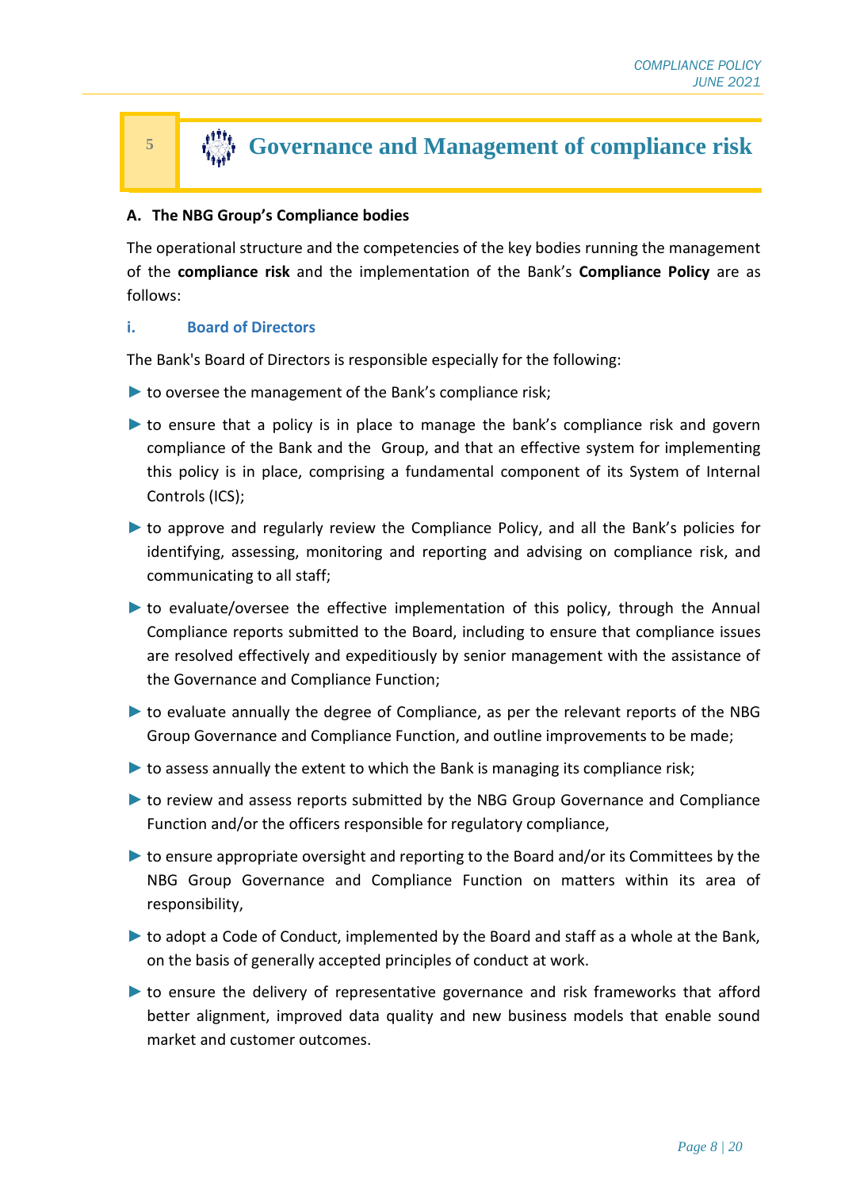# 5 Governance and Management of compliance risk

**A. The NBG Group's Compliance bodies**

The operational structure and the competencies of the key bodies running the management of the **compliance risk** and the implementation of the Bank's **Compliance Policy** are as follows:

### i. Board of Directors

The Bank's Board of Directors is responsible especially for the following:

- to oversee the management of the Bank's compliance risk;
- to ensure that a policy is in place to manage the bank's compliance risk and govern compliance of the Bank and the Group, and that an effective system for implementing this policy is in place, comprising a fundamental component of its System of Internal Controls (ICS);
- to approve and regularly review the Compliance Policy, and all the Bank's policies for identifying, assessing, monitoring and reporting and advising on compliance risk, and communicating to all staff;
- to evaluate/oversee the effective implementation of this policy, through the Annual Compliance reports submitted to the Board, including to ensure that compliance issues are resolved effectively and expeditiously by senior management with the assistance of the Governance and Compliance Function;
- to evaluate annually the degree of Compliance, as per the relevant reports of the NBG Group Governance and Compliance Function, and outline improvements to be made;
- to assess annually the extent to which the Bank is managing its compliance risk;
- to review and assess reports submitted by the NBG Group Governance and Compliance Function and/or the officers responsible for regulatory compliance,
- to ensure appropriate oversight and reporting to the Board and/or its Committees by the NBG Group Governance and Compliance Function on matters within its area of responsibility,
- to adopt a Code of Conduct, implemented by the Board and staff as a whole at the Bank, on the basis of generally accepted principles of conduct at work.
- to ensure the delivery of representative governance and risk frameworks that afford better alignment, improved data quality and new business models that enable sound market and customer outcomes.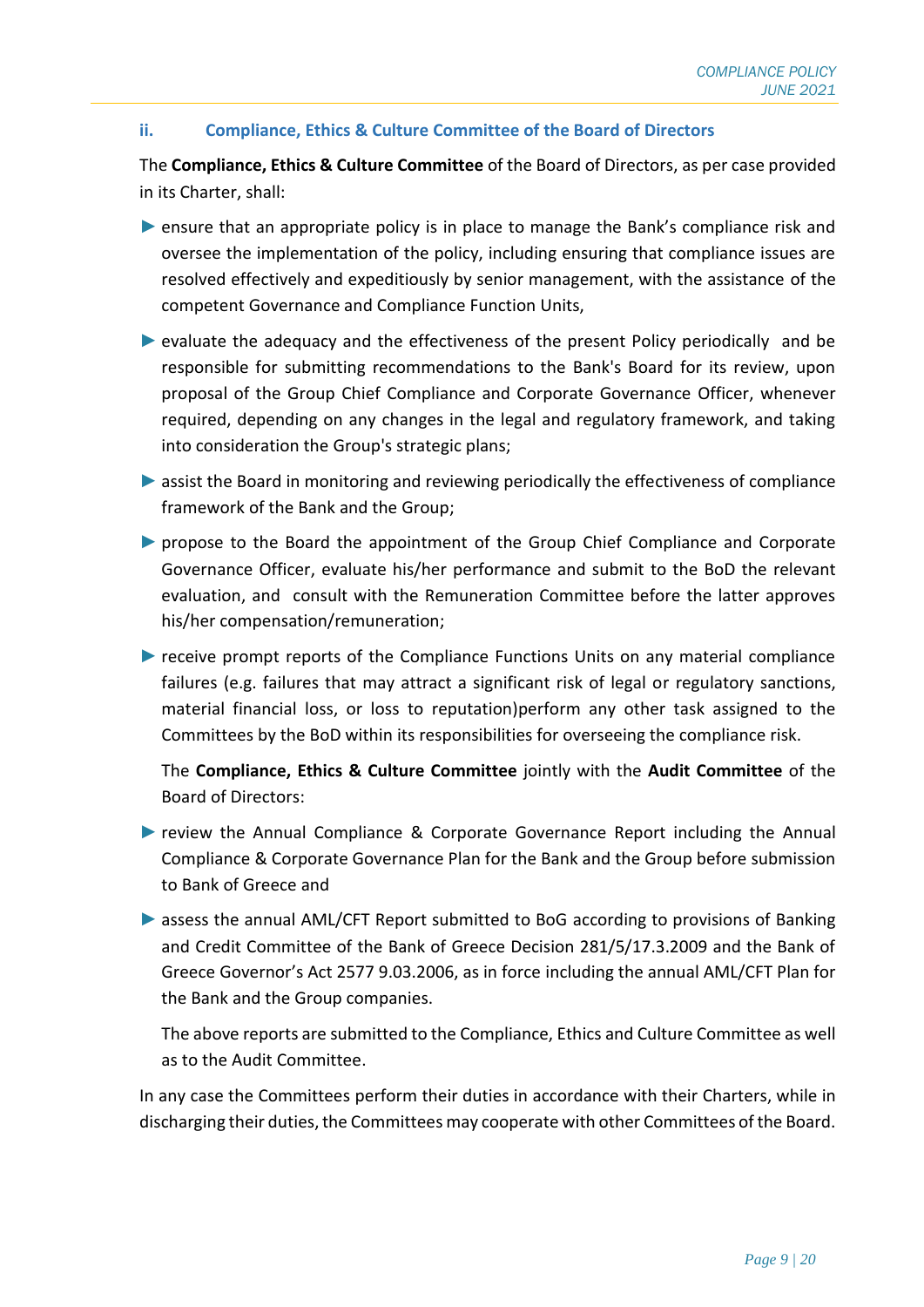### ii. Compliance, Ethics & Culture Committee of the Board of Directors

The **Compliance, Ethics & Culture Committee** of the Board of Directors, as per case provided in its Charter, shall:

- ensure that an appropriate policy is in place to manage the Bank's compliance risk and oversee the implementation of the policy, including ensuring that compliance issues are resolved effectively and expeditiously by senior management, with the assistance of the competent Governance and Compliance Function Units,
- evaluate the adequacy and the effectiveness of the present Policy periodically and be responsible for submitting recommendations to the Bank's Board for its review, upon proposal of the Group Chief Compliance and Corporate Governance Officer, whenever required, depending on any changes in the legal and regulatory framework, and taking into consideration the Group's strategic plans;
- assist the Board in monitoring and reviewing periodically the effectiveness of compliance framework of the Bank and the Group;
- propose to the Board the appointment of the Group Chief Compliance and Corporate Governance Officer, evaluate his/her performance and submit to the BoD the relevant evaluation, and consult with the Remuneration Committee before the latter approves his/her compensation/remuneration;
- receive prompt reports of the Compliance Functions Units on any material compliance failures (e.g. failures that may attract a significant risk of legal or regulatory sanctions, material financial loss, or loss to reputation)perform any other task assigned to the Committees by the BoD within its responsibilities for overseeing the compliance risk.

  The **Compliance, Ethics & Culture Committee** jointly with the **Audit Committee** of the Board of Directors:

- review the Annual Compliance & Corporate Governance Report including the Annual Compliance & Corporate Governance Plan for the Bank and the Group before submission to Bank of Greece and
- assess the annual AML/CFT Report submitted to BoG according to provisions of Banking and Credit Committee of the Bank of Greece Decision 281/5/17.3.2009 and the Bank of Greece Governor's Act 2577 9.03.2006, as in force including the annual AML/CFT Plan for the Bank and the Group companies.

  The above reports are submitted to the Compliance, Ethics and Culture Committee as well as to the Audit Committee.

In any case the Committees perform their duties in accordance with their Charters, while in discharging their duties, the Committees may cooperate with other Committees of the Board.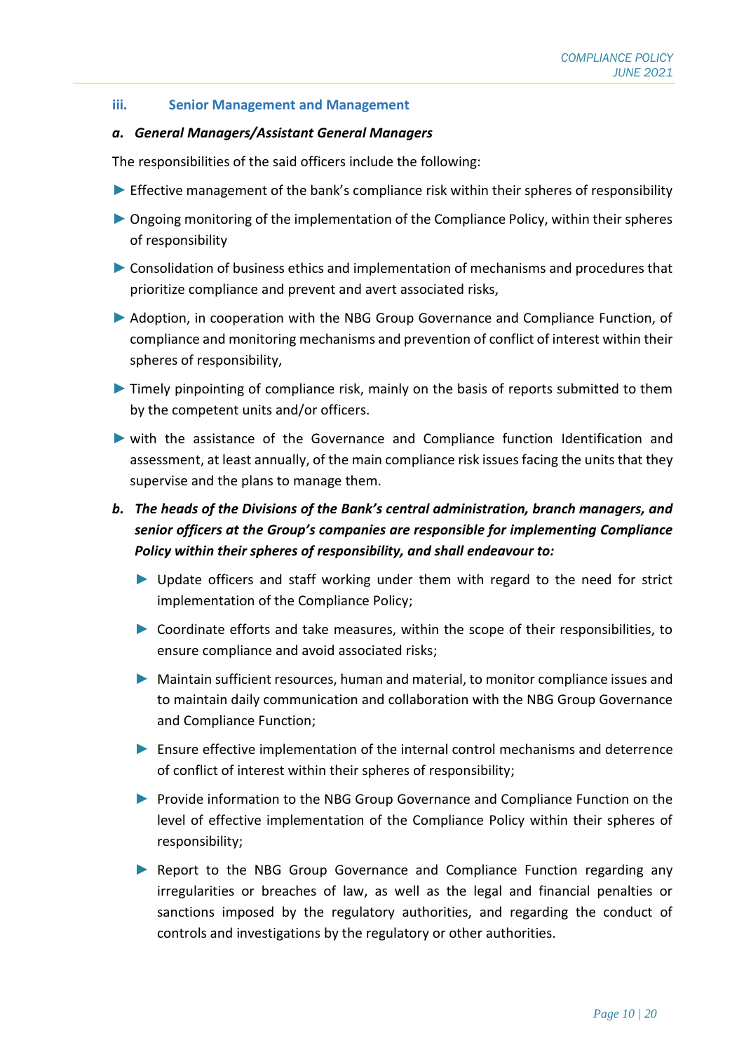### iii. Senior Management and Management

***a. General Managers/Assistant General Managers***

The responsibilities of the said officers include the following:

- Effective management of the bank's compliance risk within their spheres of responsibility
- Ongoing monitoring of the implementation of the Compliance Policy, within their spheres of responsibility
- Consolidation of business ethics and implementation of mechanisms and procedures that prioritize compliance and prevent and avert associated risks,
- Adoption, in cooperation with the NBG Group Governance and Compliance Function, of compliance and monitoring mechanisms and prevention of conflict of interest within their spheres of responsibility,
- Timely pinpointing of compliance risk, mainly on the basis of reports submitted to them by the competent units and/or officers.
- with the assistance of the Governance and Compliance function Identification and assessment, at least annually, of the main compliance risk issues facing the units that they supervise and the plans to manage them.

***b. The heads of the Divisions of the Bank's central administration, branch managers, and senior officers at the Group's companies are responsible for implementing Compliance Policy within their spheres of responsibility, and shall endeavour to:***

- Update officers and staff working under them with regard to the need for strict implementation of the Compliance Policy;
- Coordinate efforts and take measures, within the scope of their responsibilities, to ensure compliance and avoid associated risks;
- Maintain sufficient resources, human and material, to monitor compliance issues and to maintain daily communication and collaboration with the NBG Group Governance and Compliance Function;
- Ensure effective implementation of the internal control mechanisms and deterrence of conflict of interest within their spheres of responsibility;
- Provide information to the NBG Group Governance and Compliance Function on the level of effective implementation of the Compliance Policy within their spheres of responsibility;
- Report to the NBG Group Governance and Compliance Function regarding any irregularities or breaches of law, as well as the legal and financial penalties or sanctions imposed by the regulatory authorities, and regarding the conduct of controls and investigations by the regulatory or other authorities.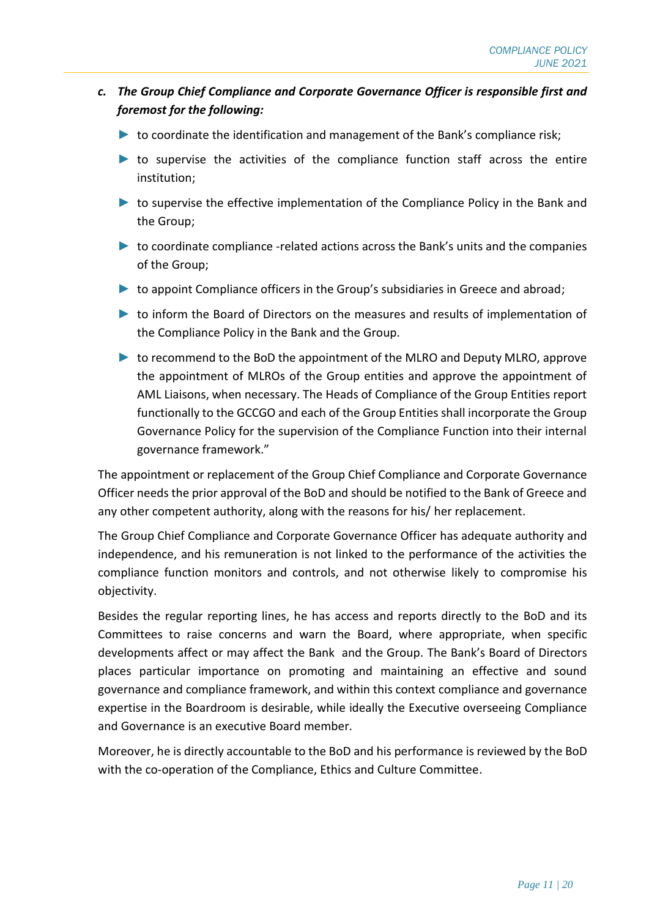c. ***The Group Chief Compliance and Corporate Governance Officer is responsible first and foremost for the following:***

- to coordinate the identification and management of the Bank's compliance risk;
- to supervise the activities of the compliance function staff across the entire institution;
- to supervise the effective implementation of the Compliance Policy in the Bank and the Group;
- to coordinate compliance -related actions across the Bank's units and the companies of the Group;
- to appoint Compliance officers in the Group's subsidiaries in Greece and abroad;
- to inform the Board of Directors on the measures and results of implementation of the Compliance Policy in the Bank and the Group.
- to recommend to the BoD the appointment of the MLRO and Deputy MLRO, approve the appointment of MLROs of the Group entities and approve the appointment of AML Liaisons, when necessary. The Heads of Compliance of the Group Entities report functionally to the GCCGO and each of the Group Entities shall incorporate the Group Governance Policy for the supervision of the Compliance Function into their internal governance framework."

The appointment or replacement of the Group Chief Compliance and Corporate Governance Officer needs the prior approval of the BoD and should be notified to the Bank of Greece and any other competent authority, along with the reasons for his/ her replacement.

The Group Chief Compliance and Corporate Governance Officer has adequate authority and independence, and his remuneration is not linked to the performance of the activities the compliance function monitors and controls, and not otherwise likely to compromise his objectivity.

Besides the regular reporting lines, he has access and reports directly to the BoD and its Committees to raise concerns and warn the Board, where appropriate, when specific developments affect or may affect the Bank and the Group. The Bank's Board of Directors places particular importance on promoting and maintaining an effective and sound governance and compliance framework, and within this context compliance and governance expertise in the Boardroom is desirable, while ideally the Executive overseeing Compliance and Governance is an executive Board member.

Moreover, he is directly accountable to the BoD and his performance is reviewed by the BoD with the co-operation of the Compliance, Ethics and Culture Committee.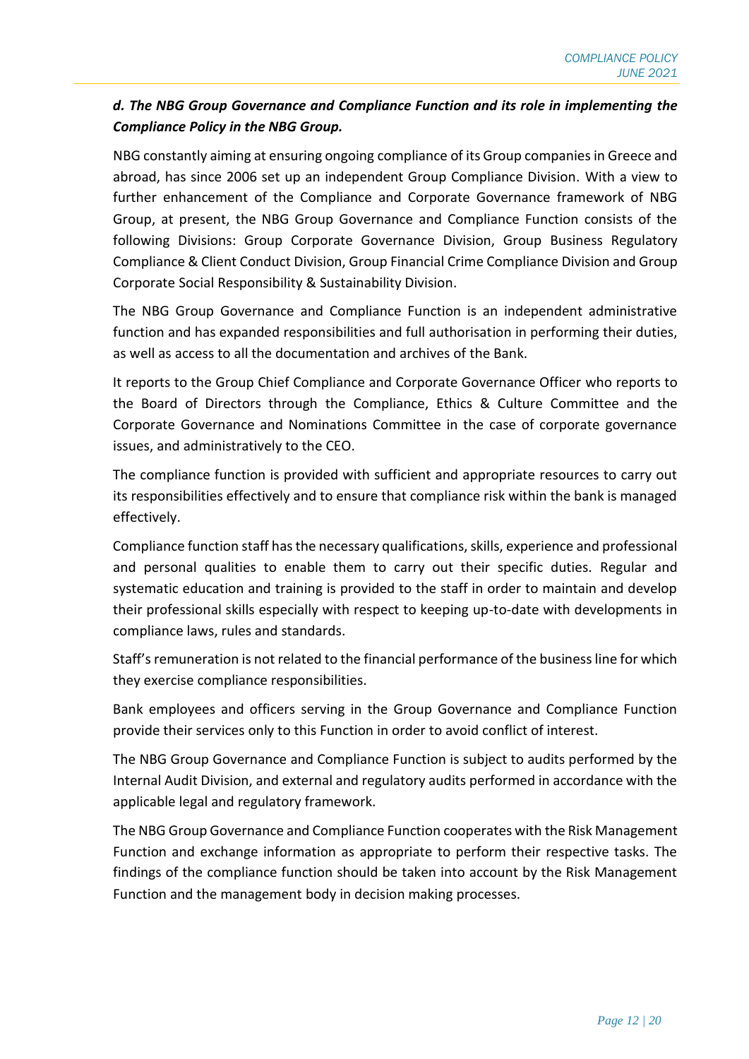### *d. The NBG Group Governance and Compliance Function and its role in implementing the Compliance Policy in the NBG Group.*

NBG constantly aiming at ensuring ongoing compliance of its Group companies in Greece and abroad, has since 2006 set up an independent Group Compliance Division. With a view to further enhancement of the Compliance and Corporate Governance framework of NBG Group, at present, the NBG Group Governance and Compliance Function consists of the following Divisions: Group Corporate Governance Division, Group Business Regulatory Compliance & Client Conduct Division, Group Financial Crime Compliance Division and Group Corporate Social Responsibility & Sustainability Division.

The NBG Group Governance and Compliance Function is an independent administrative function and has expanded responsibilities and full authorisation in performing their duties, as well as access to all the documentation and archives of the Bank.

It reports to the Group Chief Compliance and Corporate Governance Officer who reports to the Board of Directors through the Compliance, Ethics & Culture Committee and the Corporate Governance and Nominations Committee in the case of corporate governance issues, and administratively to the CEO.

The compliance function is provided with sufficient and appropriate resources to carry out its responsibilities effectively and to ensure that compliance risk within the bank is managed effectively.

Compliance function staff has the necessary qualifications, skills, experience and professional and personal qualities to enable them to carry out their specific duties. Regular and systematic education and training is provided to the staff in order to maintain and develop their professional skills especially with respect to keeping up-to-date with developments in compliance laws, rules and standards.

Staff's remuneration is not related to the financial performance of the business line for which they exercise compliance responsibilities.

Bank employees and officers serving in the Group Governance and Compliance Function provide their services only to this Function in order to avoid conflict of interest.

The NBG Group Governance and Compliance Function is subject to audits performed by the Internal Audit Division, and external and regulatory audits performed in accordance with the applicable legal and regulatory framework.

The NBG Group Governance and Compliance Function cooperates with the Risk Management Function and exchange information as appropriate to perform their respective tasks. The findings of the compliance function should be taken into account by the Risk Management Function and the management body in decision making processes.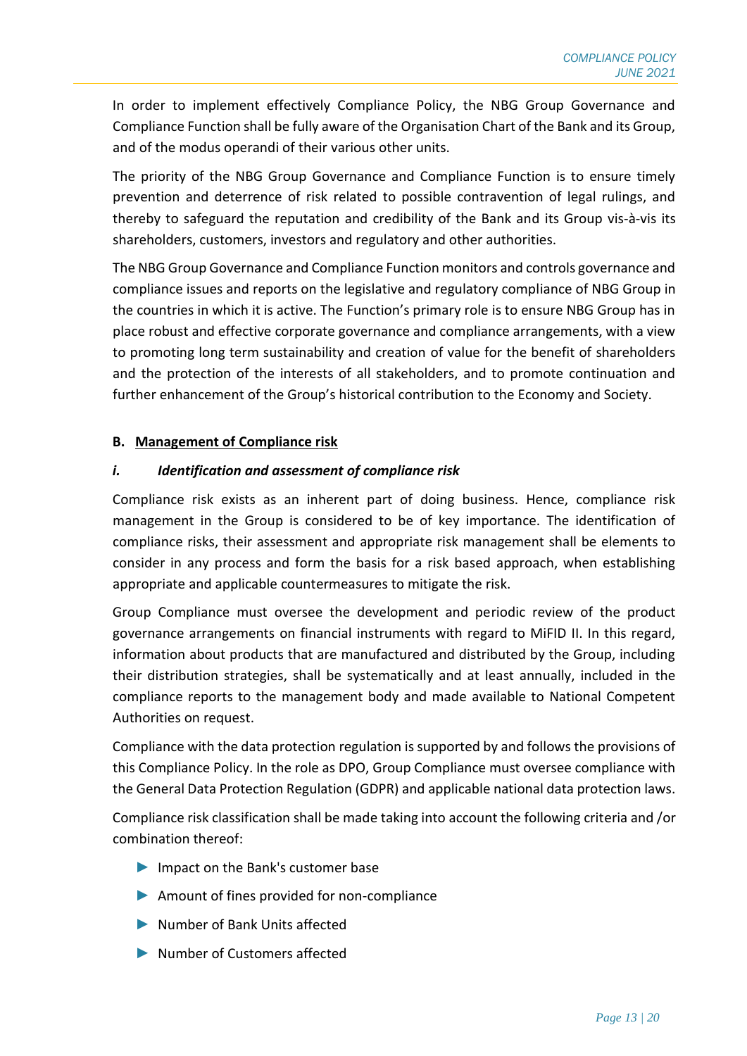In order to implement effectively Compliance Policy, the NBG Group Governance and Compliance Function shall be fully aware of the Organisation Chart of the Bank and its Group, and of the modus operandi of their various other units.

The priority of the NBG Group Governance and Compliance Function is to ensure timely prevention and deterrence of risk related to possible contravention of legal rulings, and thereby to safeguard the reputation and credibility of the Bank and its Group vis-à-vis its shareholders, customers, investors and regulatory and other authorities.

The NBG Group Governance and Compliance Function monitors and controls governance and compliance issues and reports on the legislative and regulatory compliance of NBG Group in the countries in which it is active. The Function's primary role is to ensure NBG Group has in place robust and effective corporate governance and compliance arrangements, with a view to promoting long term sustainability and creation of value for the benefit of shareholders and the protection of the interests of all stakeholders, and to promote continuation and further enhancement of the Group's historical contribution to the Economy and Society.

## B. <u>Management of Compliance risk</u>

### *i. Identification and assessment of compliance risk*

Compliance risk exists as an inherent part of doing business. Hence, compliance risk management in the Group is considered to be of key importance. The identification of compliance risks, their assessment and appropriate risk management shall be elements to consider in any process and form the basis for a risk based approach, when establishing appropriate and applicable countermeasures to mitigate the risk.

Group Compliance must oversee the development and periodic review of the product governance arrangements on financial instruments with regard to MiFID II. In this regard, information about products that are manufactured and distributed by the Group, including their distribution strategies, shall be systematically and at least annually, included in the compliance reports to the management body and made available to National Competent Authorities on request.

Compliance with the data protection regulation is supported by and follows the provisions of this Compliance Policy. In the role as DPO, Group Compliance must oversee compliance with the General Data Protection Regulation (GDPR) and applicable national data protection laws.

Compliance risk classification shall be made taking into account the following criteria and /or combination thereof:

- Impact on the Bank's customer base
- Amount of fines provided for non-compliance
- Number of Bank Units affected
- Number of Customers affected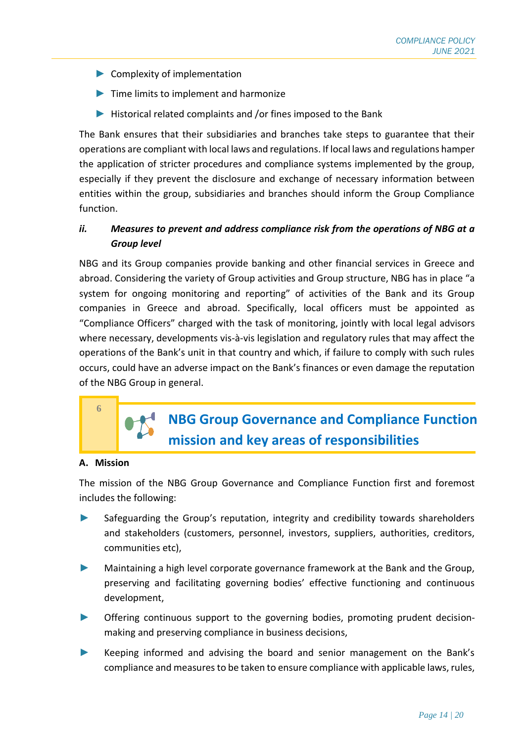- Complexity of implementation
- Time limits to implement and harmonize
- Historical related complaints and /or fines imposed to the Bank

The Bank ensures that their subsidiaries and branches take steps to guarantee that their operations are compliant with local laws and regulations. If local laws and regulations hamper the application of stricter procedures and compliance systems implemented by the group, especially if they prevent the disclosure and exchange of necessary information between entities within the group, subsidiaries and branches should inform the Group Compliance function.

### *ii. Measures to prevent and address compliance risk from the operations of NBG at a Group level*

NBG and its Group companies provide banking and other financial services in Greece and abroad. Considering the variety of Group activities and Group structure, NBG has in place "a system for ongoing monitoring and reporting" of activities of the Bank and its Group companies in Greece and abroad. Specifically, local officers must be appointed as "Compliance Officers" charged with the task of monitoring, jointly with local legal advisors where necessary, developments vis-à-vis legislation and regulatory rules that may affect the operations of the Bank's unit in that country and which, if failure to comply with such rules occurs, could have an adverse impact on the Bank's finances or even damage the reputation of the NBG Group in general.

## 6 NBG Group Governance and Compliance Function mission and key areas of responsibilities

**A. Mission**

The mission of the NBG Group Governance and Compliance Function first and foremost includes the following:

- Safeguarding the Group's reputation, integrity and credibility towards shareholders and stakeholders (customers, personnel, investors, suppliers, authorities, creditors, communities etc),
- Maintaining a high level corporate governance framework at the Bank and the Group, preserving and facilitating governing bodies' effective functioning and continuous development,
- Offering continuous support to the governing bodies, promoting prudent decision-making and preserving compliance in business decisions,
- Keeping informed and advising the board and senior management on the Bank's compliance and measures to be taken to ensure compliance with applicable laws, rules,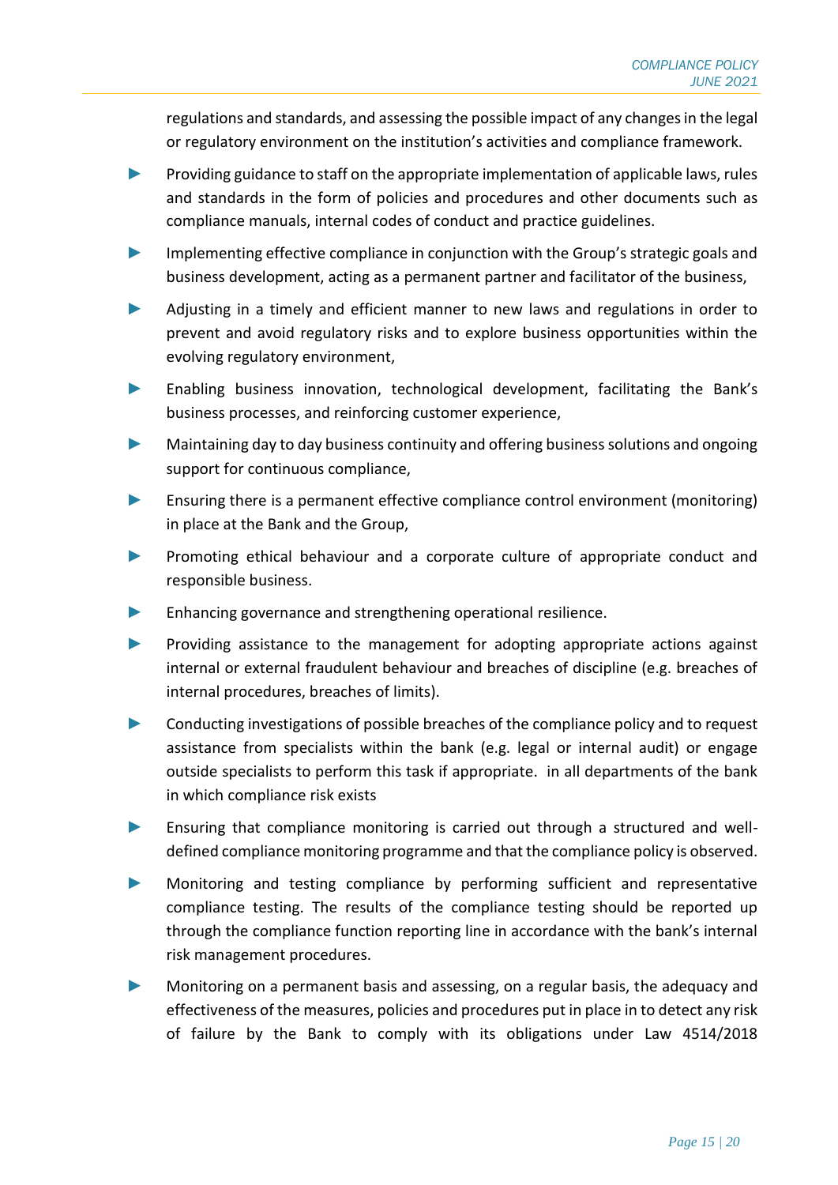regulations and standards, and assessing the possible impact of any changes in the legal or regulatory environment on the institution's activities and compliance framework.

- Providing guidance to staff on the appropriate implementation of applicable laws, rules and standards in the form of policies and procedures and other documents such as compliance manuals, internal codes of conduct and practice guidelines.
- Implementing effective compliance in conjunction with the Group's strategic goals and business development, acting as a permanent partner and facilitator of the business,
- Adjusting in a timely and efficient manner to new laws and regulations in order to prevent and avoid regulatory risks and to explore business opportunities within the evolving regulatory environment,
- Enabling business innovation, technological development, facilitating the Bank's business processes, and reinforcing customer experience,
- Maintaining day to day business continuity and offering business solutions and ongoing support for continuous compliance,
- Ensuring there is a permanent effective compliance control environment (monitoring) in place at the Bank and the Group,
- Promoting ethical behaviour and a corporate culture of appropriate conduct and responsible business.
- Enhancing governance and strengthening operational resilience.
- Providing assistance to the management for adopting appropriate actions against internal or external fraudulent behaviour and breaches of discipline (e.g. breaches of internal procedures, breaches of limits).
- Conducting investigations of possible breaches of the compliance policy and to request assistance from specialists within the bank (e.g. legal or internal audit) or engage outside specialists to perform this task if appropriate. in all departments of the bank in which compliance risk exists
- Ensuring that compliance monitoring is carried out through a structured and well-defined compliance monitoring programme and that the compliance policy is observed.
- Monitoring and testing compliance by performing sufficient and representative compliance testing. The results of the compliance testing should be reported up through the compliance function reporting line in accordance with the bank's internal risk management procedures.
- Monitoring on a permanent basis and assessing, on a regular basis, the adequacy and effectiveness of the measures, policies and procedures put in place in to detect any risk of failure by the Bank to comply with its obligations under Law 4514/2018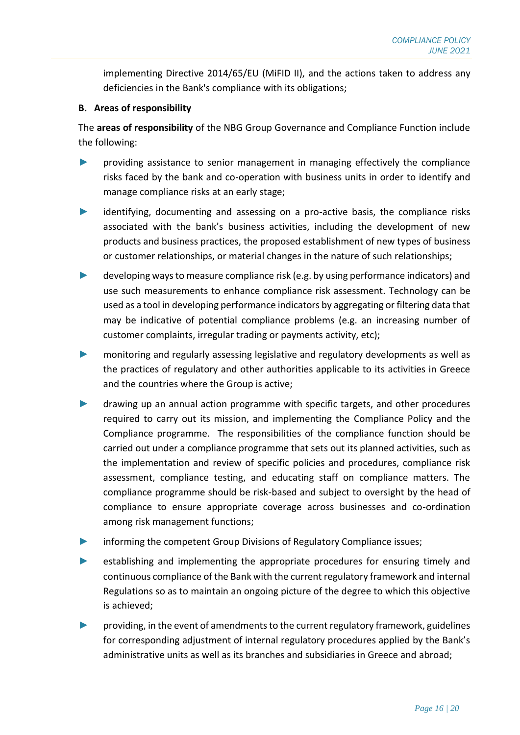implementing Directive 2014/65/EU (MiFID II), and the actions taken to address any deficiencies in the Bank's compliance with its obligations;

**B. Areas of responsibility**

The **areas of responsibility** of the NBG Group Governance and Compliance Function include the following:

- providing assistance to senior management in managing effectively the compliance risks faced by the bank and co-operation with business units in order to identify and manage compliance risks at an early stage;
- identifying, documenting and assessing on a pro-active basis, the compliance risks associated with the bank's business activities, including the development of new products and business practices, the proposed establishment of new types of business or customer relationships, or material changes in the nature of such relationships;
- developing ways to measure compliance risk (e.g. by using performance indicators) and use such measurements to enhance compliance risk assessment. Technology can be used as a tool in developing performance indicators by aggregating or filtering data that may be indicative of potential compliance problems (e.g. an increasing number of customer complaints, irregular trading or payments activity, etc);
- monitoring and regularly assessing legislative and regulatory developments as well as the practices of regulatory and other authorities applicable to its activities in Greece and the countries where the Group is active;
- drawing up an annual action programme with specific targets, and other procedures required to carry out its mission, and implementing the Compliance Policy and the Compliance programme. The responsibilities of the compliance function should be carried out under a compliance programme that sets out its planned activities, such as the implementation and review of specific policies and procedures, compliance risk assessment, compliance testing, and educating staff on compliance matters. The compliance programme should be risk-based and subject to oversight by the head of compliance to ensure appropriate coverage across businesses and co-ordination among risk management functions;
- informing the competent Group Divisions of Regulatory Compliance issues;
- establishing and implementing the appropriate procedures for ensuring timely and continuous compliance of the Bank with the current regulatory framework and internal Regulations so as to maintain an ongoing picture of the degree to which this objective is achieved;
- providing, in the event of amendments to the current regulatory framework, guidelines for corresponding adjustment of internal regulatory procedures applied by the Bank's administrative units as well as its branches and subsidiaries in Greece and abroad;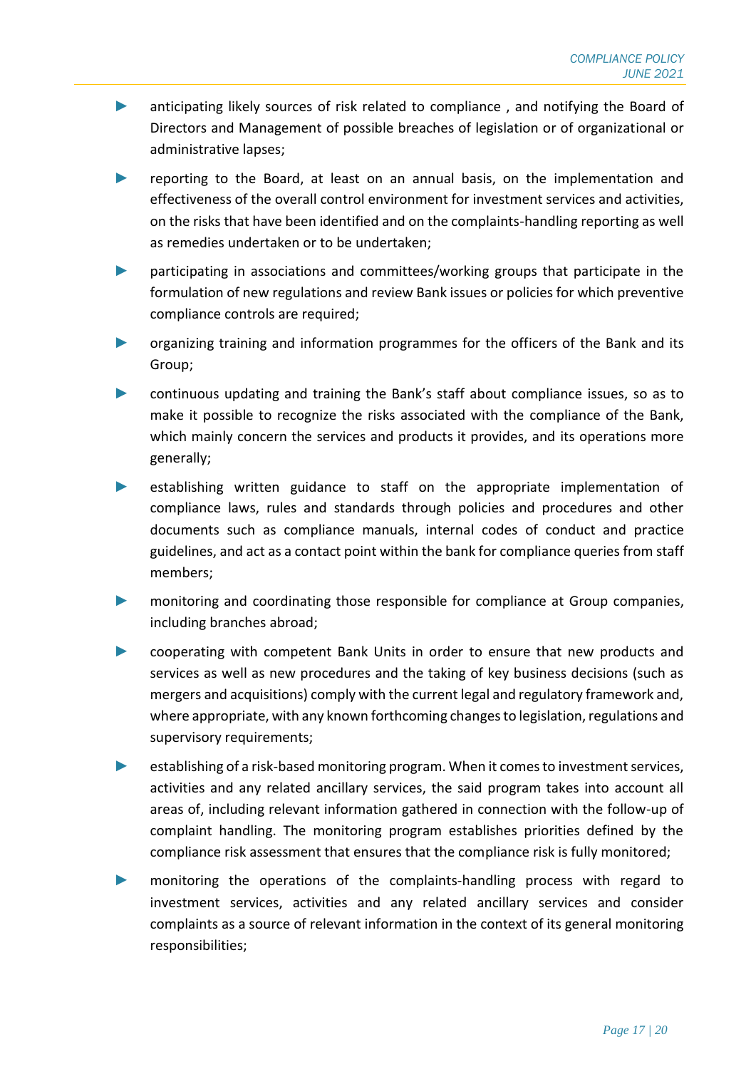- anticipating likely sources of risk related to compliance , and notifying the Board of Directors and Management of possible breaches of legislation or of organizational or administrative lapses;
- reporting to the Board, at least on an annual basis, on the implementation and effectiveness of the overall control environment for investment services and activities, on the risks that have been identified and on the complaints-handling reporting as well as remedies undertaken or to be undertaken;
- participating in associations and committees/working groups that participate in the formulation of new regulations and review Bank issues or policies for which preventive compliance controls are required;
- organizing training and information programmes for the officers of the Bank and its Group;
- continuous updating and training the Bank's staff about compliance issues, so as to make it possible to recognize the risks associated with the compliance of the Bank, which mainly concern the services and products it provides, and its operations more generally;
- establishing written guidance to staff on the appropriate implementation of compliance laws, rules and standards through policies and procedures and other documents such as compliance manuals, internal codes of conduct and practice guidelines, and act as a contact point within the bank for compliance queries from staff members;
- monitoring and coordinating those responsible for compliance at Group companies, including branches abroad;
- cooperating with competent Bank Units in order to ensure that new products and services as well as new procedures and the taking of key business decisions (such as mergers and acquisitions) comply with the current legal and regulatory framework and, where appropriate, with any known forthcoming changes to legislation, regulations and supervisory requirements;
- establishing of a risk-based monitoring program. When it comes to investment services, activities and any related ancillary services, the said program takes into account all areas of, including relevant information gathered in connection with the follow-up of complaint handling. The monitoring program establishes priorities defined by the compliance risk assessment that ensures that the compliance risk is fully monitored;
- monitoring the operations of the complaints-handling process with regard to investment services, activities and any related ancillary services and consider complaints as a source of relevant information in the context of its general monitoring responsibilities;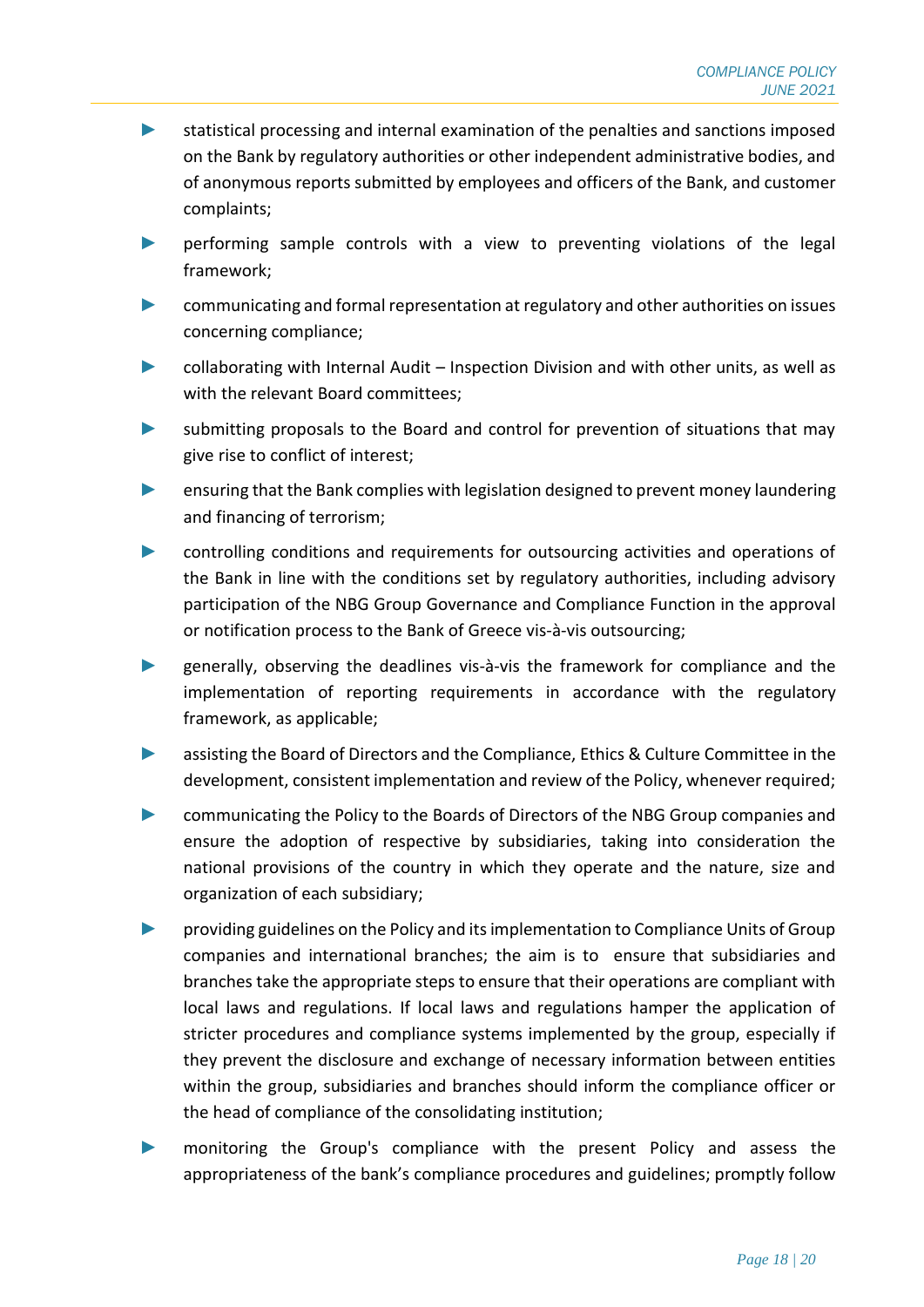- statistical processing and internal examination of the penalties and sanctions imposed on the Bank by regulatory authorities or other independent administrative bodies, and of anonymous reports submitted by employees and officers of the Bank, and customer complaints;
- performing sample controls with a view to preventing violations of the legal framework;
- communicating and formal representation at regulatory and other authorities on issues concerning compliance;
- collaborating with Internal Audit – Inspection Division and with other units, as well as with the relevant Board committees;
- submitting proposals to the Board and control for prevention of situations that may give rise to conflict of interest;
- ensuring that the Bank complies with legislation designed to prevent money laundering and financing of terrorism;
- controlling conditions and requirements for outsourcing activities and operations of the Bank in line with the conditions set by regulatory authorities, including advisory participation of the NBG Group Governance and Compliance Function in the approval or notification process to the Bank of Greece vis-à-vis outsourcing;
- generally, observing the deadlines vis-à-vis the framework for compliance and the implementation of reporting requirements in accordance with the regulatory framework, as applicable;
- assisting the Board of Directors and the Compliance, Ethics & Culture Committee in the development, consistent implementation and review of the Policy, whenever required;
- communicating the Policy to the Boards of Directors of the NBG Group companies and ensure the adoption of respective by subsidiaries, taking into consideration the national provisions of the country in which they operate and the nature, size and organization of each subsidiary;
- providing guidelines on the Policy and its implementation to Compliance Units of Group companies and international branches; the aim is to ensure that subsidiaries and branches take the appropriate steps to ensure that their operations are compliant with local laws and regulations. If local laws and regulations hamper the application of stricter procedures and compliance systems implemented by the group, especially if they prevent the disclosure and exchange of necessary information between entities within the group, subsidiaries and branches should inform the compliance officer or the head of compliance of the consolidating institution;
- monitoring the Group's compliance with the present Policy and assess the appropriateness of the bank's compliance procedures and guidelines; promptly follow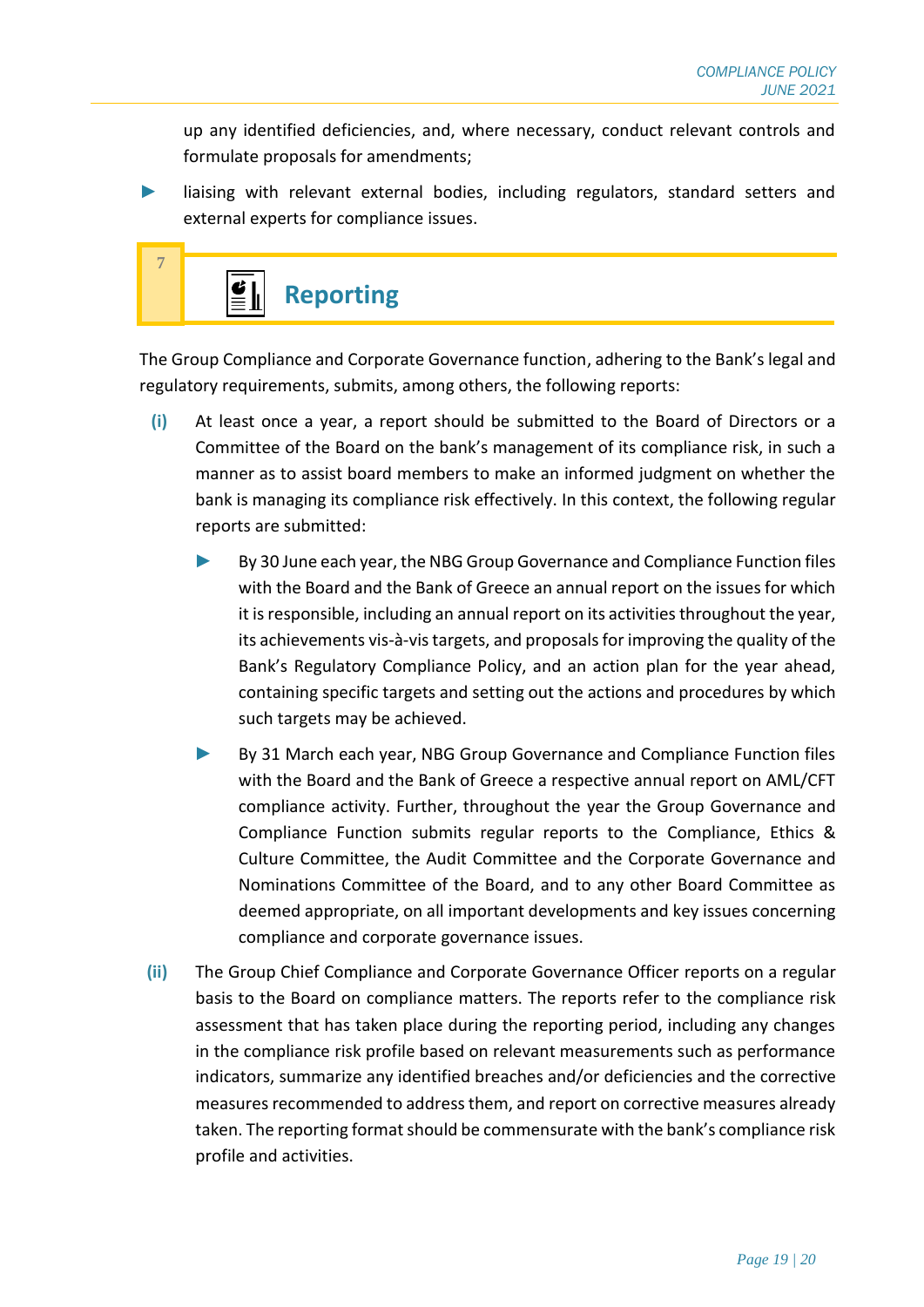up any identified deficiencies, and, where necessary, conduct relevant controls and formulate proposals for amendments;

- liaising with relevant external bodies, including regulators, standard setters and external experts for compliance issues.

# 7 Reporting

The Group Compliance and Corporate Governance function, adhering to the Bank's legal and regulatory requirements, submits, among others, the following reports:

**(i)** At least once a year, a report should be submitted to the Board of Directors or a Committee of the Board on the bank's management of its compliance risk, in such a manner as to assist board members to make an informed judgment on whether the bank is managing its compliance risk effectively. In this context, the following regular reports are submitted:

- By 30 June each year, the NBG Group Governance and Compliance Function files with the Board and the Bank of Greece an annual report on the issues for which it is responsible, including an annual report on its activities throughout the year, its achievements vis-à-vis targets, and proposals for improving the quality of the Bank's Regulatory Compliance Policy, and an action plan for the year ahead, containing specific targets and setting out the actions and procedures by which such targets may be achieved.
- By 31 March each year, NBG Group Governance and Compliance Function files with the Board and the Bank of Greece a respective annual report on AML/CFT compliance activity. Further, throughout the year the Group Governance and Compliance Function submits regular reports to the Compliance, Ethics & Culture Committee, the Audit Committee and the Corporate Governance and Nominations Committee of the Board, and to any other Board Committee as deemed appropriate, on all important developments and key issues concerning compliance and corporate governance issues.

**(ii)** The Group Chief Compliance and Corporate Governance Officer reports on a regular basis to the Board on compliance matters. The reports refer to the compliance risk assessment that has taken place during the reporting period, including any changes in the compliance risk profile based on relevant measurements such as performance indicators, summarize any identified breaches and/or deficiencies and the corrective measures recommended to address them, and report on corrective measures already taken. The reporting format should be commensurate with the bank's compliance risk profile and activities.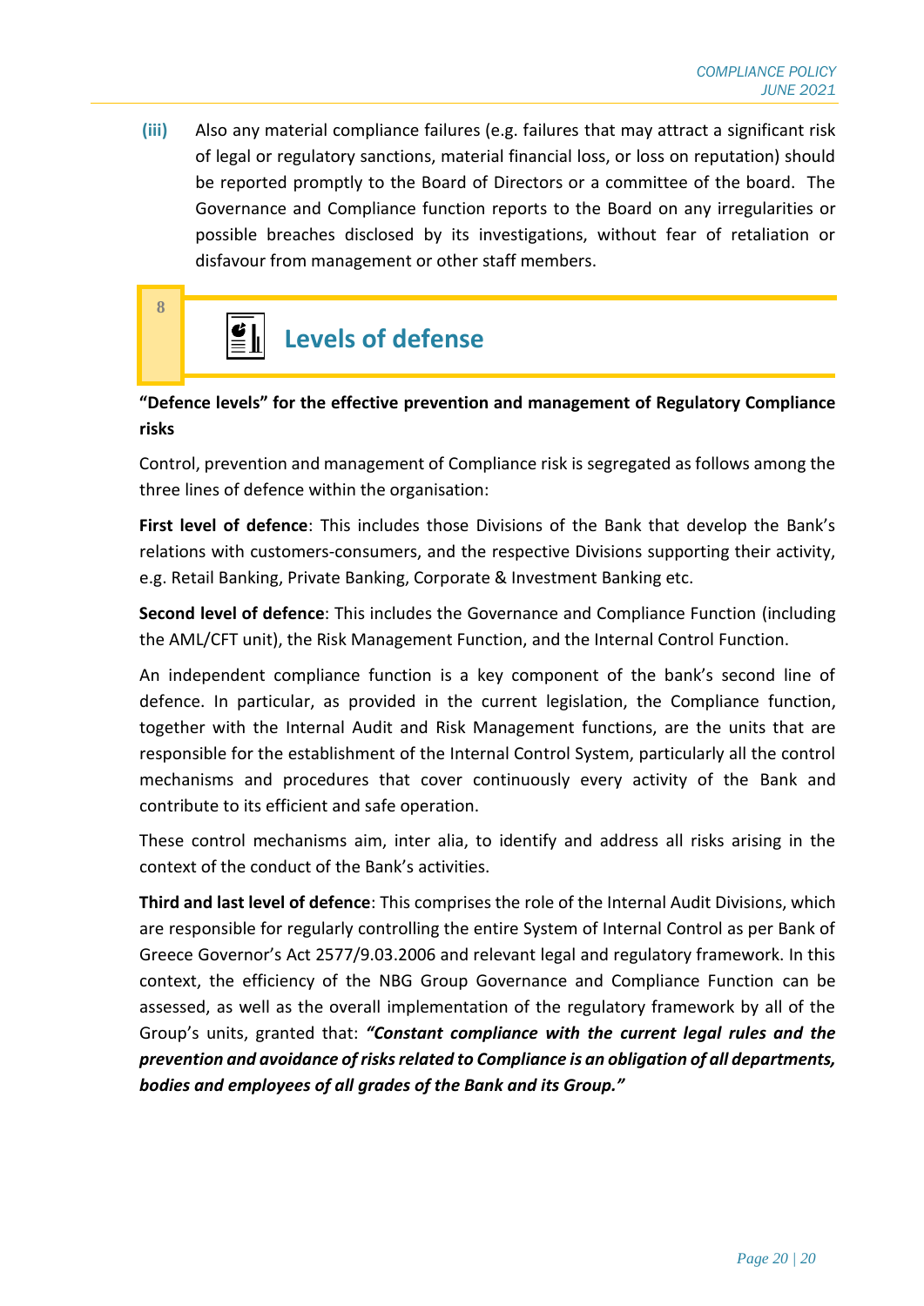**(iii)** Also any material compliance failures (e.g. failures that may attract a significant risk of legal or regulatory sanctions, material financial loss, or loss on reputation) should be reported promptly to the Board of Directors or a committee of the board. The Governance and Compliance function reports to the Board on any irregularities or possible breaches disclosed by its investigations, without fear of retaliation or disfavour from management or other staff members.

# 8 Levels of defense

**"Defence levels" for the effective prevention and management of Regulatory Compliance risks**

Control, prevention and management of Compliance risk is segregated as follows among the three lines of defence within the organisation:

**First level of defence**: This includes those Divisions of the Bank that develop the Bank's relations with customers-consumers, and the respective Divisions supporting their activity, e.g. Retail Banking, Private Banking, Corporate & Investment Banking etc.

**Second level of defence**: This includes the Governance and Compliance Function (including the AML/CFT unit), the Risk Management Function, and the Internal Control Function.

An independent compliance function is a key component of the bank's second line of defence. In particular, as provided in the current legislation, the Compliance function, together with the Internal Audit and Risk Management functions, are the units that are responsible for the establishment of the Internal Control System, particularly all the control mechanisms and procedures that cover continuously every activity of the Bank and contribute to its efficient and safe operation.

These control mechanisms aim, inter alia, to identify and address all risks arising in the context of the conduct of the Bank's activities.

**Third and last level of defence**: This comprises the role of the Internal Audit Divisions, which are responsible for regularly controlling the entire System of Internal Control as per Bank of Greece Governor's Act 2577/9.03.2006 and relevant legal and regulatory framework. In this context, the efficiency of the NBG Group Governance and Compliance Function can be assessed, as well as the overall implementation of the regulatory framework by all of the Group's units, granted that: ***"Constant compliance with the current legal rules and the prevention and avoidance of risks related to Compliance is an obligation of all departments, bodies and employees of all grades of the Bank and its Group."***